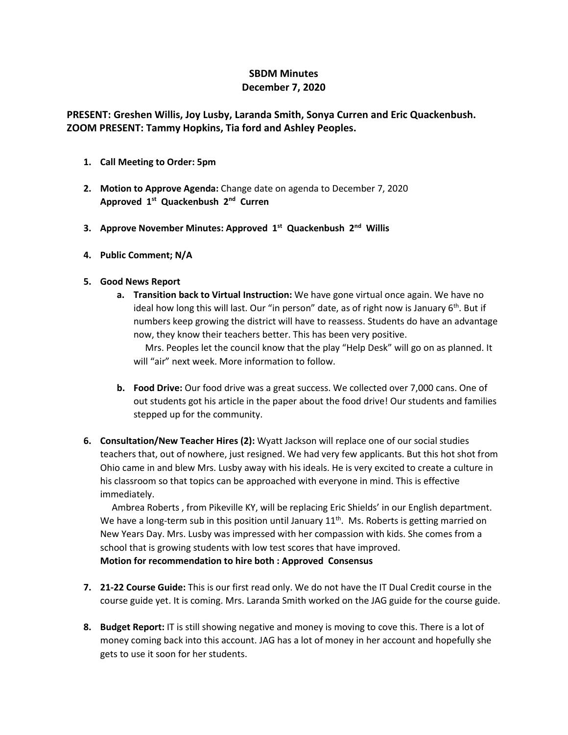# SBDM Minutes
## December 7, 2020

**PRESENT: Greshen Willis, Joy Lusby, Laranda Smith, Sonya Curren and Eric Quackenbush.**
**ZOOM PRESENT: Tammy Hopkins, Tia ford and Ashley Peoples.**

1. **Call Meeting to Order: 5pm**

2. **Motion to Approve Agenda:** Change date on agenda to December 7, 2020
   **Approved 1st Quackenbush 2nd Curren**

3. **Approve November Minutes: Approved 1st Quackenbush 2nd Willis**

4. **Public Comment; N/A**

5. **Good News Report**
   a. **Transition back to Virtual Instruction:** We have gone virtual once again. We have no ideal how long this will last. Our "in person" date, as of right now is January 6th. But if numbers keep growing the district will have to reassess. Students do have an advantage now, they know their teachers better. This has been very positive.
      Mrs. Peoples let the council know that the play "Help Desk" will go on as planned. It will "air" next week. More information to follow.

   b. **Food Drive:** Our food drive was a great success. We collected over 7,000 cans. One of out students got his article in the paper about the food drive! Our students and families stepped up for the community.

6. **Consultation/New Teacher Hires (2):** Wyatt Jackson will replace one of our social studies teachers that, out of nowhere, just resigned. We had very few applicants. But this hot shot from Ohio came in and blew Mrs. Lusby away with his ideals. He is very excited to create a culture in his classroom so that topics can be approached with everyone in mind. This is effective immediately.
   Ambrea Roberts , from Pikeville KY, will be replacing Eric Shields' in our English department. We have a long-term sub in this position until January 11th. Ms. Roberts is getting married on New Years Day. Mrs. Lusby was impressed with her compassion with kids. She comes from a school that is growing students with low test scores that have improved.
   **Motion for recommendation to hire both : Approved Consensus**

7. **21-22 Course Guide:** This is our first read only. We do not have the IT Dual Credit course in the course guide yet. It is coming. Mrs. Laranda Smith worked on the JAG guide for the course guide.

8. **Budget Report:** IT is still showing negative and money is moving to cove this. There is a lot of money coming back into this account. JAG has a lot of money in her account and hopefully she gets to use it soon for her students.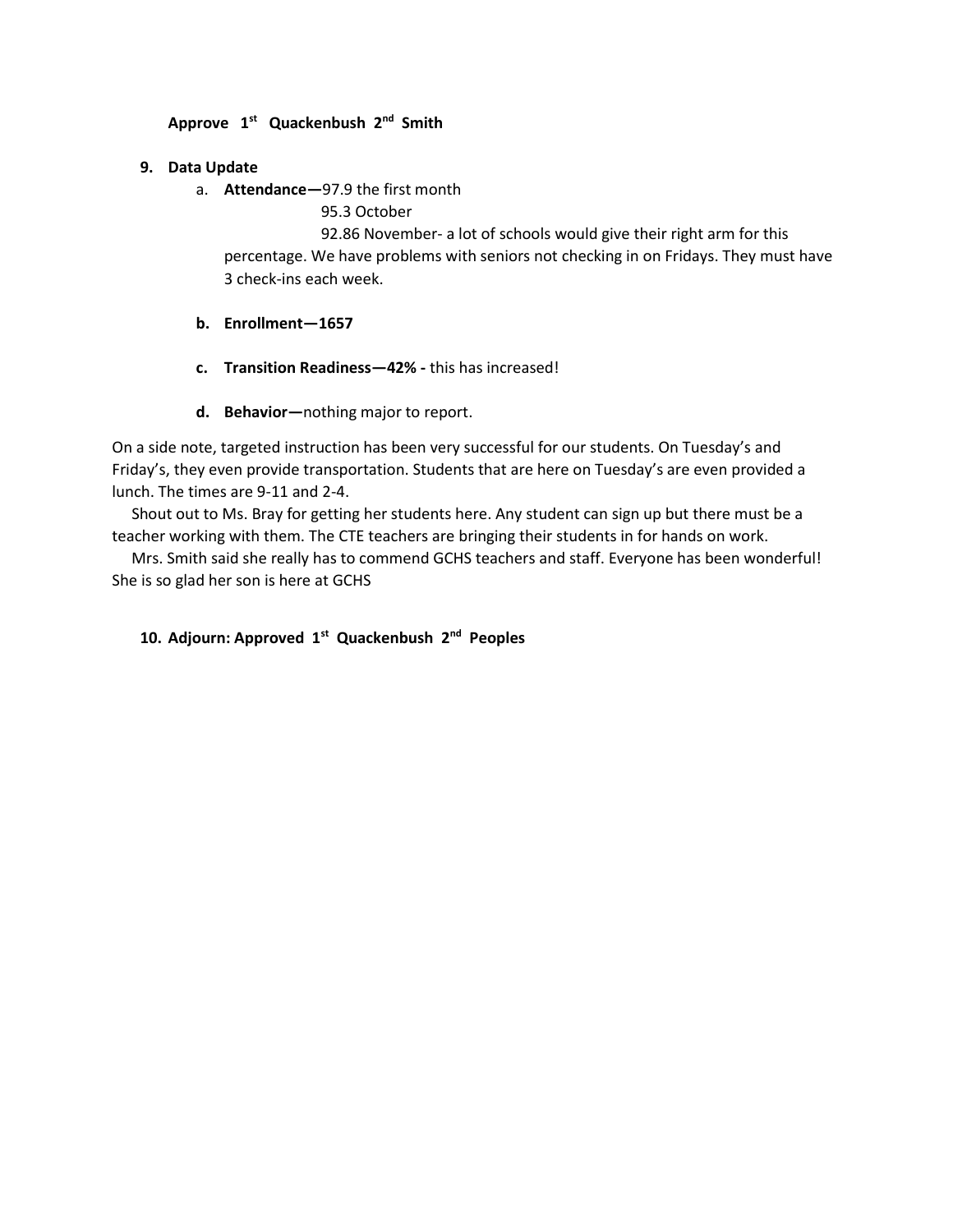**Approve 1st Quackenbush 2nd Smith**

9. **Data Update**
   a. **Attendance—**97.9 the first month
      95.3 October
      92.86 November- a lot of schools would give their right arm for this percentage. We have problems with seniors not checking in on Fridays. They must have 3 check-ins each week.

   b. **Enrollment—1657**

   c. **Transition Readiness—42% -** this has increased!

   d. **Behavior—**nothing major to report.

On a side note, targeted instruction has been very successful for our students. On Tuesday's and Friday's, they even provide transportation. Students that are here on Tuesday's are even provided a lunch. The times are 9-11 and 2-4.

Shout out to Ms. Bray for getting her students here. Any student can sign up but there must be a teacher working with them. The CTE teachers are bringing their students in for hands on work.

Mrs. Smith said she really has to commend GCHS teachers and staff. Everyone has been wonderful! She is so glad her son is here at GCHS

10. **Adjourn: Approved 1st Quackenbush 2nd Peoples**